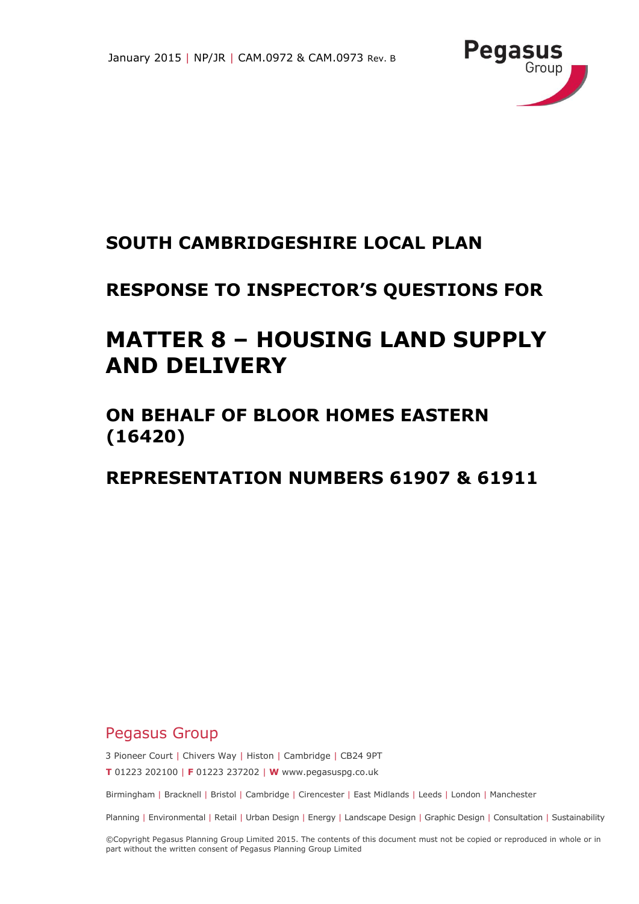January 2015 | NP/JR | CAM.0972 & CAM.0973 Rev. B

Pegasus Group

# SOUTH CAMBRIDGESHIRE LOCAL PLAN

# RESPONSE TO INSPECTOR'S QUESTIONS FOR

# MATTER 8 – HOUSING LAND SUPPLY AND DELIVERY

## ON BEHALF OF BLOOR HOMES EASTERN (16420)

## REPRESENTATION NUMBERS 61907 & 61911

Pegasus Group

3 Pioneer Court | Chivers Way | Histon | Cambridge | CB24 9PT

**T** 01223 202100 | **F** 01223 237202 | **W** www.pegasuspg.co.uk

Birmingham | Bracknell | Bristol | Cambridge | Cirencester | East Midlands | Leeds | London | Manchester

Planning | Environmental | Retail | Urban Design | Energy | Landscape Design | Graphic Design | Consultation | Sustainability

©Copyright Pegasus Planning Group Limited 2015. The contents of this document must not be copied or reproduced in whole or in part without the written consent of Pegasus Planning Group Limited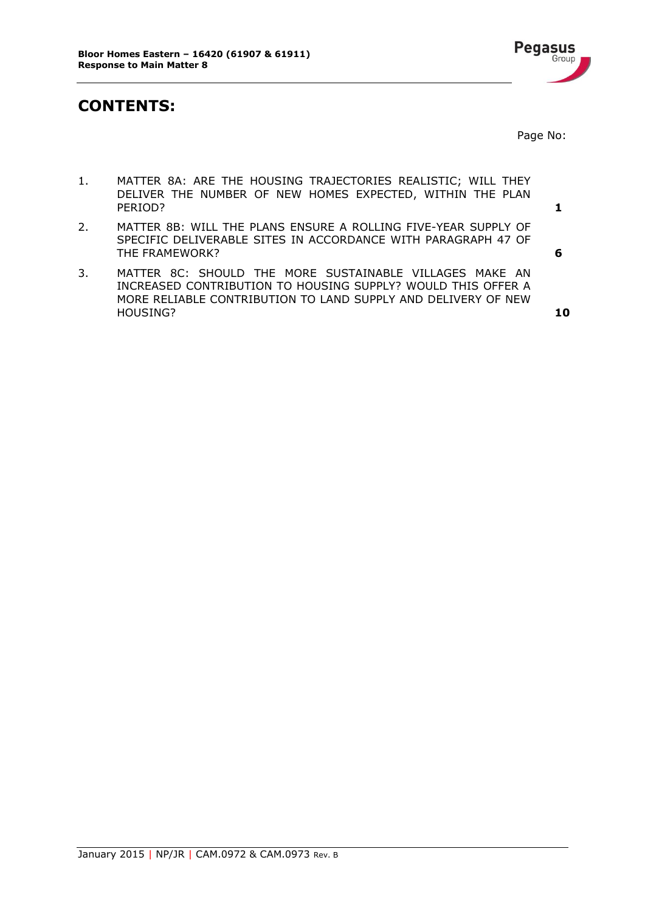# CONTENTS:

| | | Page No: |
|---|---|---|
| 1. | MATTER 8A: ARE THE HOUSING TRAJECTORIES REALISTIC; WILL THEY DELIVER THE NUMBER OF NEW HOMES EXPECTED, WITHIN THE PLAN PERIOD? | **1** |
| 2. | MATTER 8B: WILL THE PLANS ENSURE A ROLLING FIVE-YEAR SUPPLY OF SPECIFIC DELIVERABLE SITES IN ACCORDANCE WITH PARAGRAPH 47 OF THE FRAMEWORK? | **6** |
| 3. | MATTER 8C: SHOULD THE MORE SUSTAINABLE VILLAGES MAKE AN INCREASED CONTRIBUTION TO HOUSING SUPPLY? WOULD THIS OFFER A MORE RELIABLE CONTRIBUTION TO LAND SUPPLY AND DELIVERY OF NEW HOUSING? | **10** |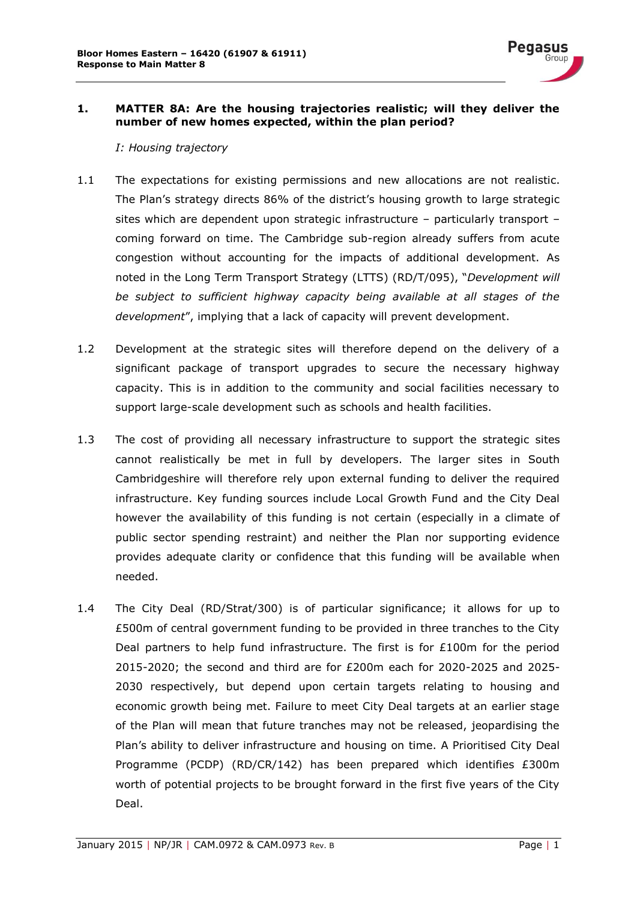## 1. MATTER 8A: Are the housing trajectories realistic; will they deliver the number of new homes expected, within the plan period?

*I: Housing trajectory*

1.1 The expectations for existing permissions and new allocations are not realistic. The Plan's strategy directs 86% of the district's housing growth to large strategic sites which are dependent upon strategic infrastructure – particularly transport – coming forward on time. The Cambridge sub-region already suffers from acute congestion without accounting for the impacts of additional development. As noted in the Long Term Transport Strategy (LTTS) (RD/T/095), "*Development will be subject to sufficient highway capacity being available at all stages of the development*", implying that a lack of capacity will prevent development.

1.2 Development at the strategic sites will therefore depend on the delivery of a significant package of transport upgrades to secure the necessary highway capacity. This is in addition to the community and social facilities necessary to support large-scale development such as schools and health facilities.

1.3 The cost of providing all necessary infrastructure to support the strategic sites cannot realistically be met in full by developers. The larger sites in South Cambridgeshire will therefore rely upon external funding to deliver the required infrastructure. Key funding sources include Local Growth Fund and the City Deal however the availability of this funding is not certain (especially in a climate of public sector spending restraint) and neither the Plan nor supporting evidence provides adequate clarity or confidence that this funding will be available when needed.

1.4 The City Deal (RD/Strat/300) is of particular significance; it allows for up to £500m of central government funding to be provided in three tranches to the City Deal partners to help fund infrastructure. The first is for £100m for the period 2015-2020; the second and third are for £200m each for 2020-2025 and 2025-2030 respectively, but depend upon certain targets relating to housing and economic growth being met. Failure to meet City Deal targets at an earlier stage of the Plan will mean that future tranches may not be released, jeopardising the Plan's ability to deliver infrastructure and housing on time. A Prioritised City Deal Programme (PCDP) (RD/CR/142) has been prepared which identifies £300m worth of potential projects to be brought forward in the first five years of the City Deal.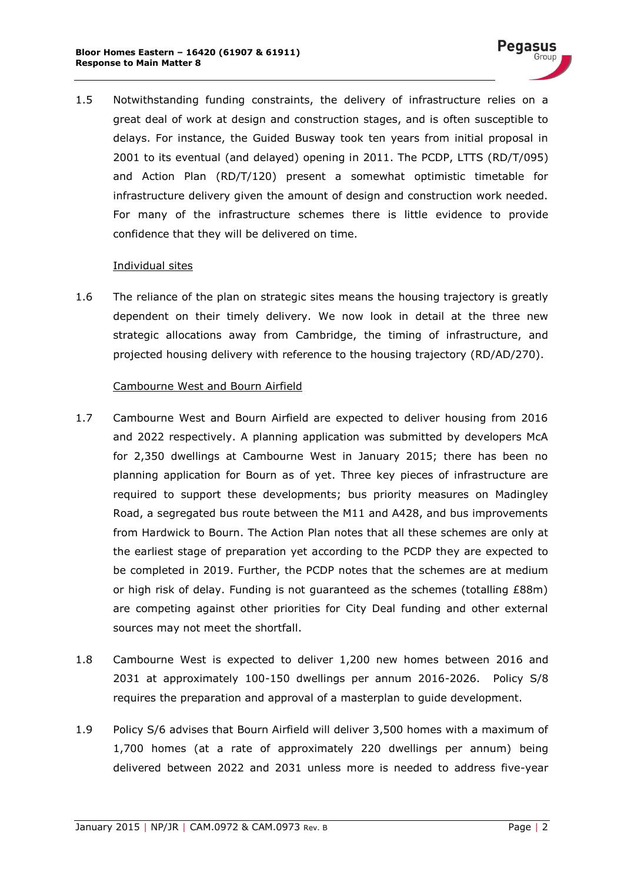1.5 Notwithstanding funding constraints, the delivery of infrastructure relies on a great deal of work at design and construction stages, and is often susceptible to delays. For instance, the Guided Busway took ten years from initial proposal in 2001 to its eventual (and delayed) opening in 2011. The PCDP, LTTS (RD/T/095) and Action Plan (RD/T/120) present a somewhat optimistic timetable for infrastructure delivery given the amount of design and construction work needed. For many of the infrastructure schemes there is little evidence to provide confidence that they will be delivered on time.

Individual sites

1.6 The reliance of the plan on strategic sites means the housing trajectory is greatly dependent on their timely delivery. We now look in detail at the three new strategic allocations away from Cambridge, the timing of infrastructure, and projected housing delivery with reference to the housing trajectory (RD/AD/270).

Cambourne West and Bourn Airfield

1.7 Cambourne West and Bourn Airfield are expected to deliver housing from 2016 and 2022 respectively. A planning application was submitted by developers McA for 2,350 dwellings at Cambourne West in January 2015; there has been no planning application for Bourn as of yet. Three key pieces of infrastructure are required to support these developments; bus priority measures on Madingley Road, a segregated bus route between the M11 and A428, and bus improvements from Hardwick to Bourn. The Action Plan notes that all these schemes are only at the earliest stage of preparation yet according to the PCDP they are expected to be completed in 2019. Further, the PCDP notes that the schemes are at medium or high risk of delay. Funding is not guaranteed as the schemes (totalling £88m) are competing against other priorities for City Deal funding and other external sources may not meet the shortfall.

1.8 Cambourne West is expected to deliver 1,200 new homes between 2016 and 2031 at approximately 100-150 dwellings per annum 2016-2026. Policy S/8 requires the preparation and approval of a masterplan to guide development.

1.9 Policy S/6 advises that Bourn Airfield will deliver 3,500 homes with a maximum of 1,700 homes (at a rate of approximately 220 dwellings per annum) being delivered between 2022 and 2031 unless more is needed to address five-year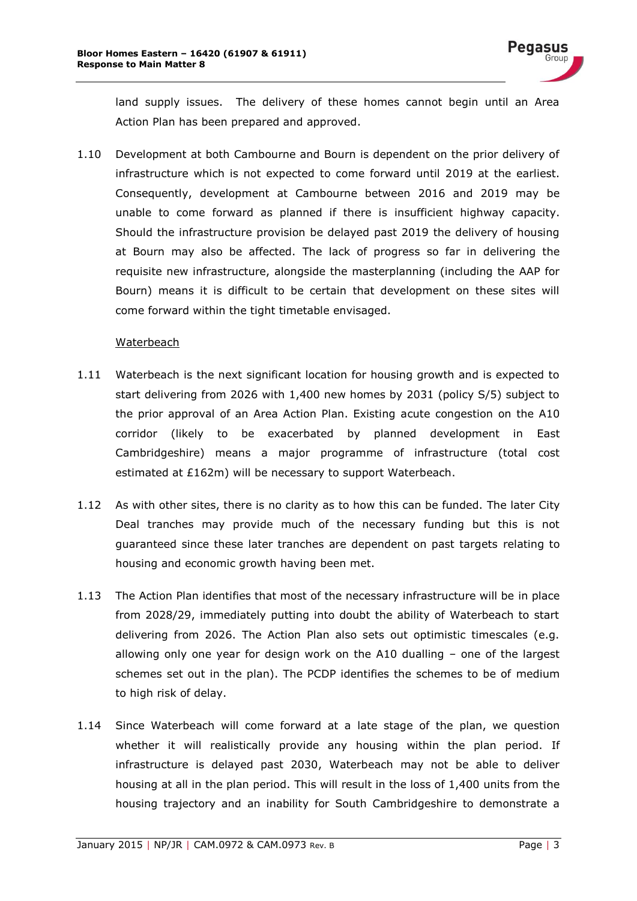land supply issues. The delivery of these homes cannot begin until an Area Action Plan has been prepared and approved.

1.10 Development at both Cambourne and Bourn is dependent on the prior delivery of infrastructure which is not expected to come forward until 2019 at the earliest. Consequently, development at Cambourne between 2016 and 2019 may be unable to come forward as planned if there is insufficient highway capacity. Should the infrastructure provision be delayed past 2019 the delivery of housing at Bourn may also be affected. The lack of progress so far in delivering the requisite new infrastructure, alongside the masterplanning (including the AAP for Bourn) means it is difficult to be certain that development on these sites will come forward within the tight timetable envisaged.

<u>Waterbeach</u>

1.11 Waterbeach is the next significant location for housing growth and is expected to start delivering from 2026 with 1,400 new homes by 2031 (policy S/5) subject to the prior approval of an Area Action Plan. Existing acute congestion on the A10 corridor (likely to be exacerbated by planned development in East Cambridgeshire) means a major programme of infrastructure (total cost estimated at £162m) will be necessary to support Waterbeach.

1.12 As with other sites, there is no clarity as to how this can be funded. The later City Deal tranches may provide much of the necessary funding but this is not guaranteed since these later tranches are dependent on past targets relating to housing and economic growth having been met.

1.13 The Action Plan identifies that most of the necessary infrastructure will be in place from 2028/29, immediately putting into doubt the ability of Waterbeach to start delivering from 2026. The Action Plan also sets out optimistic timescales (e.g. allowing only one year for design work on the A10 dualling – one of the largest schemes set out in the plan). The PCDP identifies the schemes to be of medium to high risk of delay.

1.14 Since Waterbeach will come forward at a late stage of the plan, we question whether it will realistically provide any housing within the plan period. If infrastructure is delayed past 2030, Waterbeach may not be able to deliver housing at all in the plan period. This will result in the loss of 1,400 units from the housing trajectory and an inability for South Cambridgeshire to demonstrate a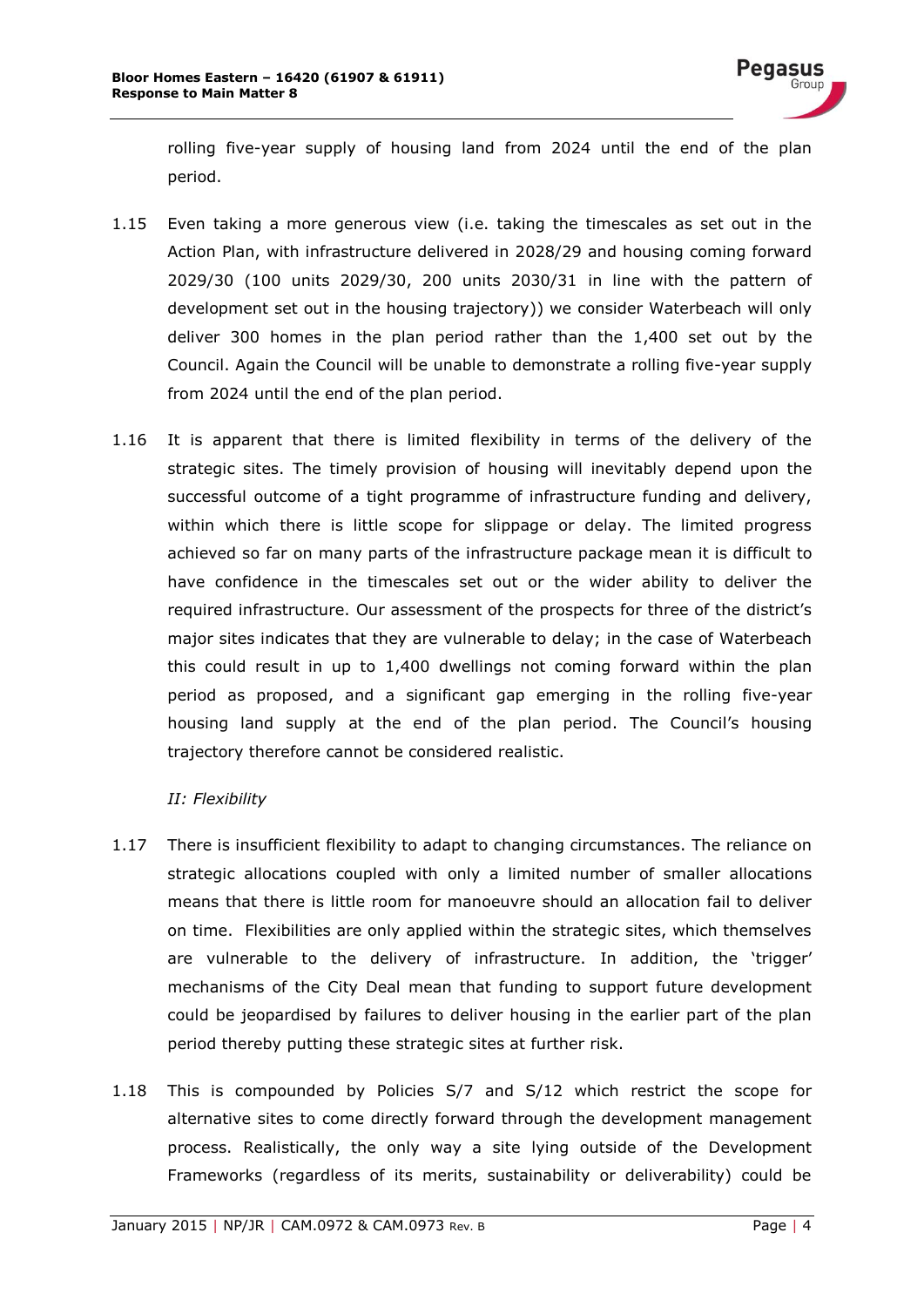rolling five-year supply of housing land from 2024 until the end of the plan period.

1.15 Even taking a more generous view (i.e. taking the timescales as set out in the Action Plan, with infrastructure delivered in 2028/29 and housing coming forward 2029/30 (100 units 2029/30, 200 units 2030/31 in line with the pattern of development set out in the housing trajectory)) we consider Waterbeach will only deliver 300 homes in the plan period rather than the 1,400 set out by the Council. Again the Council will be unable to demonstrate a rolling five-year supply from 2024 until the end of the plan period.

1.16 It is apparent that there is limited flexibility in terms of the delivery of the strategic sites. The timely provision of housing will inevitably depend upon the successful outcome of a tight programme of infrastructure funding and delivery, within which there is little scope for slippage or delay. The limited progress achieved so far on many parts of the infrastructure package mean it is difficult to have confidence in the timescales set out or the wider ability to deliver the required infrastructure. Our assessment of the prospects for three of the district's major sites indicates that they are vulnerable to delay; in the case of Waterbeach this could result in up to 1,400 dwellings not coming forward within the plan period as proposed, and a significant gap emerging in the rolling five-year housing land supply at the end of the plan period. The Council's housing trajectory therefore cannot be considered realistic.

*II: Flexibility*

1.17 There is insufficient flexibility to adapt to changing circumstances. The reliance on strategic allocations coupled with only a limited number of smaller allocations means that there is little room for manoeuvre should an allocation fail to deliver on time. Flexibilities are only applied within the strategic sites, which themselves are vulnerable to the delivery of infrastructure. In addition, the 'trigger' mechanisms of the City Deal mean that funding to support future development could be jeopardised by failures to deliver housing in the earlier part of the plan period thereby putting these strategic sites at further risk.

1.18 This is compounded by Policies S/7 and S/12 which restrict the scope for alternative sites to come directly forward through the development management process. Realistically, the only way a site lying outside of the Development Frameworks (regardless of its merits, sustainability or deliverability) could be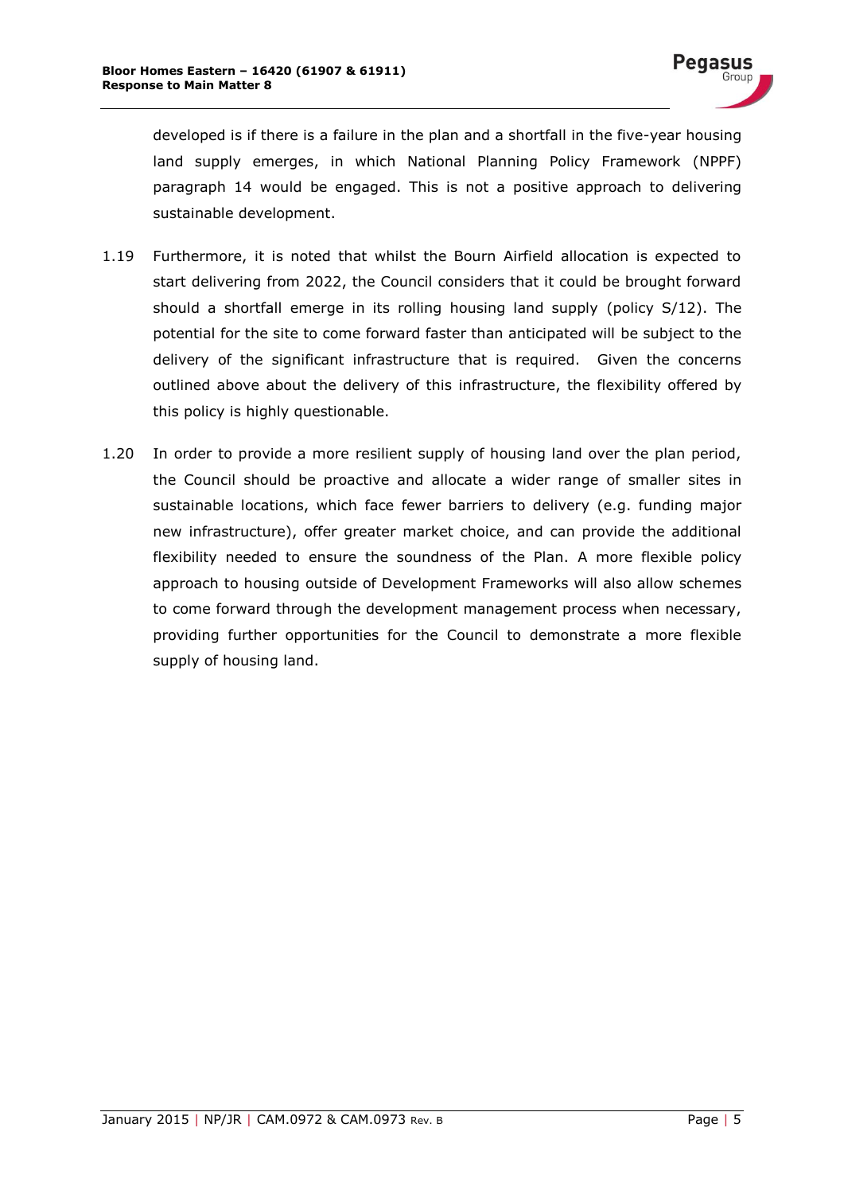developed is if there is a failure in the plan and a shortfall in the five-year housing land supply emerges, in which National Planning Policy Framework (NPPF) paragraph 14 would be engaged. This is not a positive approach to delivering sustainable development.

1.19 Furthermore, it is noted that whilst the Bourn Airfield allocation is expected to start delivering from 2022, the Council considers that it could be brought forward should a shortfall emerge in its rolling housing land supply (policy S/12). The potential for the site to come forward faster than anticipated will be subject to the delivery of the significant infrastructure that is required. Given the concerns outlined above about the delivery of this infrastructure, the flexibility offered by this policy is highly questionable.

1.20 In order to provide a more resilient supply of housing land over the plan period, the Council should be proactive and allocate a wider range of smaller sites in sustainable locations, which face fewer barriers to delivery (e.g. funding major new infrastructure), offer greater market choice, and can provide the additional flexibility needed to ensure the soundness of the Plan. A more flexible policy approach to housing outside of Development Frameworks will also allow schemes to come forward through the development management process when necessary, providing further opportunities for the Council to demonstrate a more flexible supply of housing land.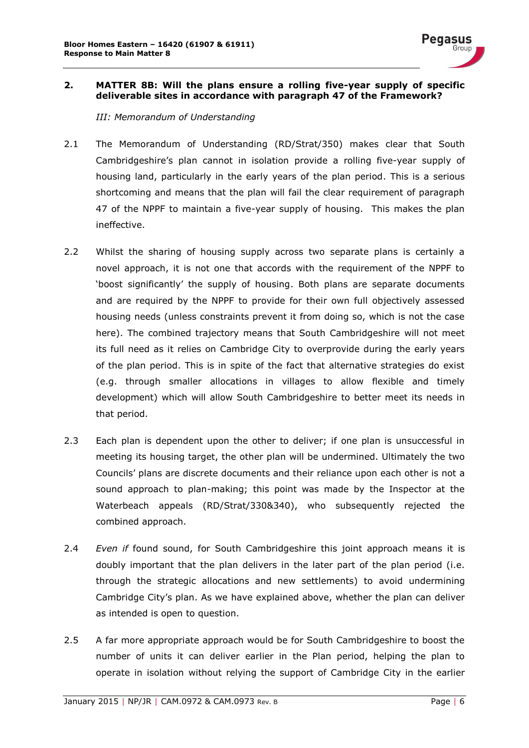## 2. MATTER 8B: Will the plans ensure a rolling five-year supply of specific deliverable sites in accordance with paragraph 47 of the Framework?

*III: Memorandum of Understanding*

2.1 The Memorandum of Understanding (RD/Strat/350) makes clear that South Cambridgeshire's plan cannot in isolation provide a rolling five-year supply of housing land, particularly in the early years of the plan period. This is a serious shortcoming and means that the plan will fail the clear requirement of paragraph 47 of the NPPF to maintain a five-year supply of housing. This makes the plan ineffective.

2.2 Whilst the sharing of housing supply across two separate plans is certainly a novel approach, it is not one that accords with the requirement of the NPPF to 'boost significantly' the supply of housing. Both plans are separate documents and are required by the NPPF to provide for their own full objectively assessed housing needs (unless constraints prevent it from doing so, which is not the case here). The combined trajectory means that South Cambridgeshire will not meet its full need as it relies on Cambridge City to overprovide during the early years of the plan period. This is in spite of the fact that alternative strategies do exist (e.g. through smaller allocations in villages to allow flexible and timely development) which will allow South Cambridgeshire to better meet its needs in that period.

2.3 Each plan is dependent upon the other to deliver; if one plan is unsuccessful in meeting its housing target, the other plan will be undermined. Ultimately the two Councils' plans are discrete documents and their reliance upon each other is not a sound approach to plan-making; this point was made by the Inspector at the Waterbeach appeals (RD/Strat/330&340), who subsequently rejected the combined approach.

2.4 *Even if* found sound, for South Cambridgeshire this joint approach means it is doubly important that the plan delivers in the later part of the plan period (i.e. through the strategic allocations and new settlements) to avoid undermining Cambridge City's plan. As we have explained above, whether the plan can deliver as intended is open to question.

2.5 A far more appropriate approach would be for South Cambridgeshire to boost the number of units it can deliver earlier in the Plan period, helping the plan to operate in isolation without relying the support of Cambridge City in the earlier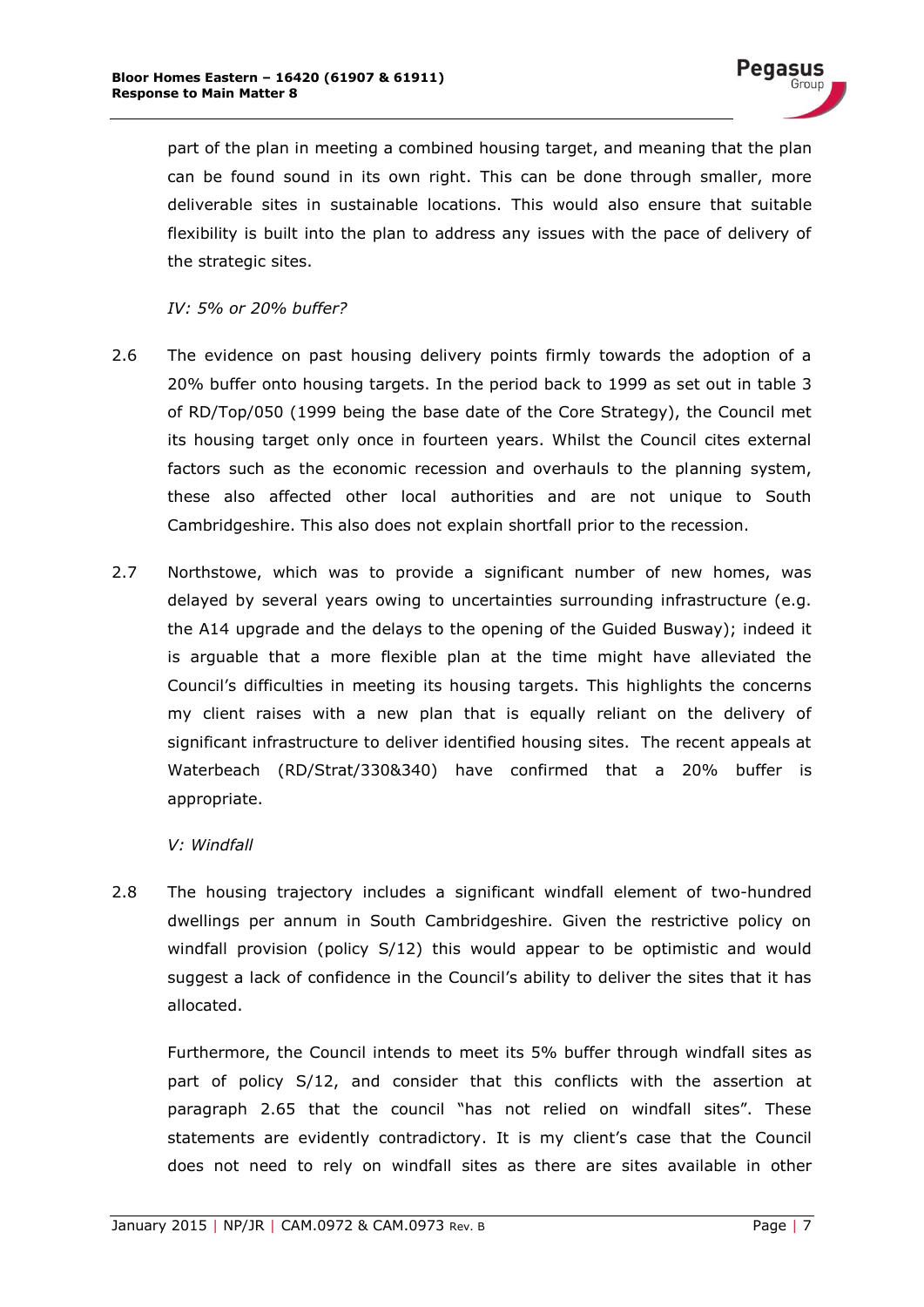part of the plan in meeting a combined housing target, and meaning that the plan can be found sound in its own right. This can be done through smaller, more deliverable sites in sustainable locations. This would also ensure that suitable flexibility is built into the plan to address any issues with the pace of delivery of the strategic sites.

*IV: 5% or 20% buffer?*

2.6 The evidence on past housing delivery points firmly towards the adoption of a 20% buffer onto housing targets. In the period back to 1999 as set out in table 3 of RD/Top/050 (1999 being the base date of the Core Strategy), the Council met its housing target only once in fourteen years. Whilst the Council cites external factors such as the economic recession and overhauls to the planning system, these also affected other local authorities and are not unique to South Cambridgeshire. This also does not explain shortfall prior to the recession.

2.7 Northstowe, which was to provide a significant number of new homes, was delayed by several years owing to uncertainties surrounding infrastructure (e.g. the A14 upgrade and the delays to the opening of the Guided Busway); indeed it is arguable that a more flexible plan at the time might have alleviated the Council's difficulties in meeting its housing targets. This highlights the concerns my client raises with a new plan that is equally reliant on the delivery of significant infrastructure to deliver identified housing sites. The recent appeals at Waterbeach (RD/Strat/330&340) have confirmed that a 20% buffer is appropriate.

*V: Windfall*

2.8 The housing trajectory includes a significant windfall element of two-hundred dwellings per annum in South Cambridgeshire. Given the restrictive policy on windfall provision (policy S/12) this would appear to be optimistic and would suggest a lack of confidence in the Council's ability to deliver the sites that it has allocated.

Furthermore, the Council intends to meet its 5% buffer through windfall sites as part of policy S/12, and consider that this conflicts with the assertion at paragraph 2.65 that the council "has not relied on windfall sites". These statements are evidently contradictory. It is my client's case that the Council does not need to rely on windfall sites as there are sites available in other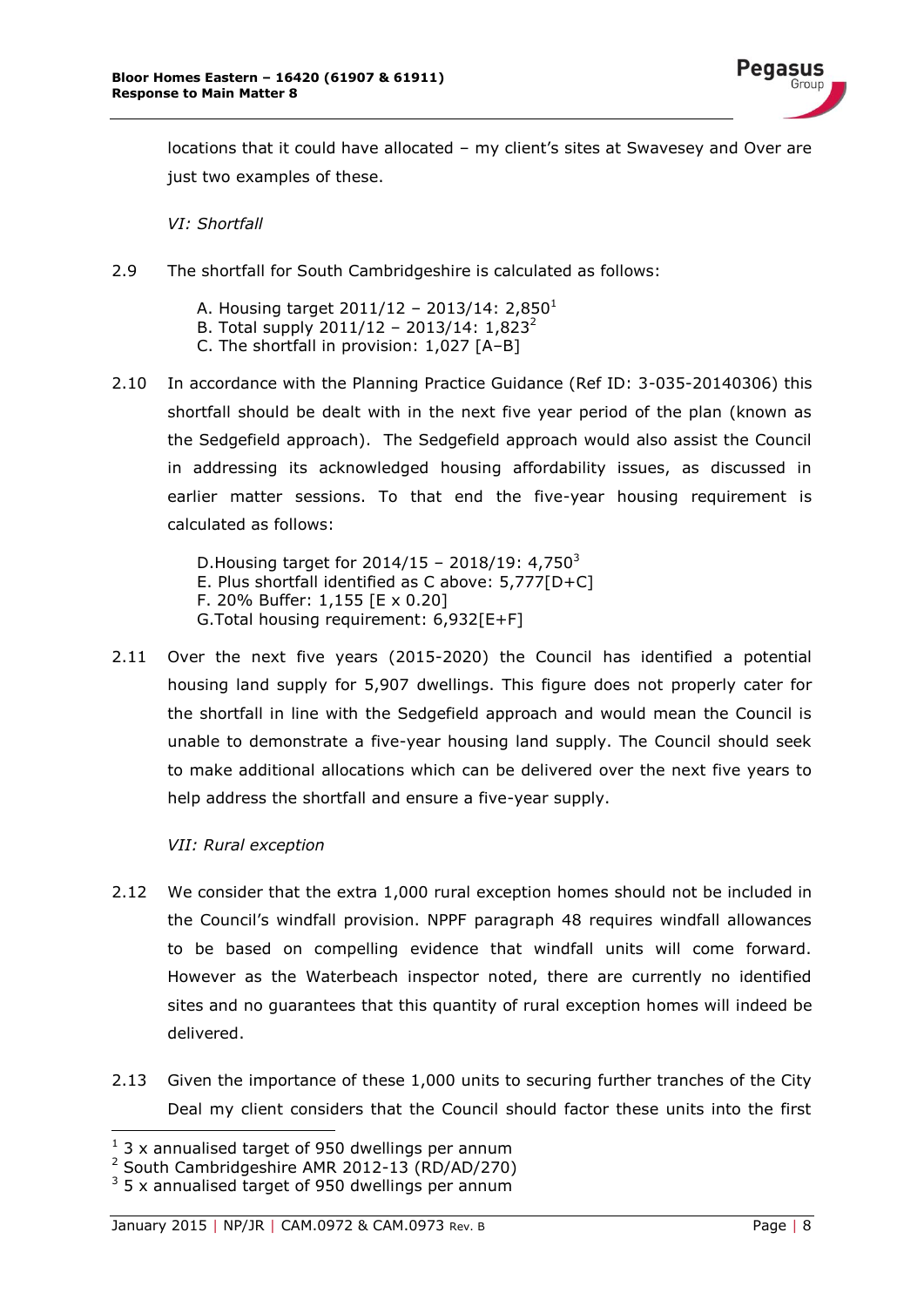locations that it could have allocated – my client's sites at Swavesey and Over are just two examples of these.

*VI: Shortfall*

2.9 The shortfall for South Cambridgeshire is calculated as follows:

A. Housing target 2011/12 – 2013/14: 2,850[1]
B. Total supply 2011/12 – 2013/14: 1,823[2]
C. The shortfall in provision: 1,027 [A–B]

2.10 In accordance with the Planning Practice Guidance (Ref ID: 3-035-20140306) this shortfall should be dealt with in the next five year period of the plan (known as the Sedgefield approach). The Sedgefield approach would also assist the Council in addressing its acknowledged housing affordability issues, as discussed in earlier matter sessions. To that end the five-year housing requirement is calculated as follows:

D.Housing target for 2014/15 – 2018/19: 4,750[3]
E. Plus shortfall identified as C above: 5,777[D+C]
F. 20% Buffer: 1,155 [E x 0.20]
G.Total housing requirement: 6,932[E+F]

2.11 Over the next five years (2015-2020) the Council has identified a potential housing land supply for 5,907 dwellings. This figure does not properly cater for the shortfall in line with the Sedgefield approach and would mean the Council is unable to demonstrate a five-year housing land supply. The Council should seek to make additional allocations which can be delivered over the next five years to help address the shortfall and ensure a five-year supply.

*VII: Rural exception*

2.12 We consider that the extra 1,000 rural exception homes should not be included in the Council's windfall provision. NPPF paragraph 48 requires windfall allowances to be based on compelling evidence that windfall units will come forward. However as the Waterbeach inspector noted, there are currently no identified sites and no guarantees that this quantity of rural exception homes will indeed be delivered.

2.13 Given the importance of these 1,000 units to securing further tranches of the City Deal my client considers that the Council should factor these units into the first

---

[1] 3 x annualised target of 950 dwellings per annum
[2] South Cambridgeshire AMR 2012-13 (RD/AD/270)
[3] 5 x annualised target of 950 dwellings per annum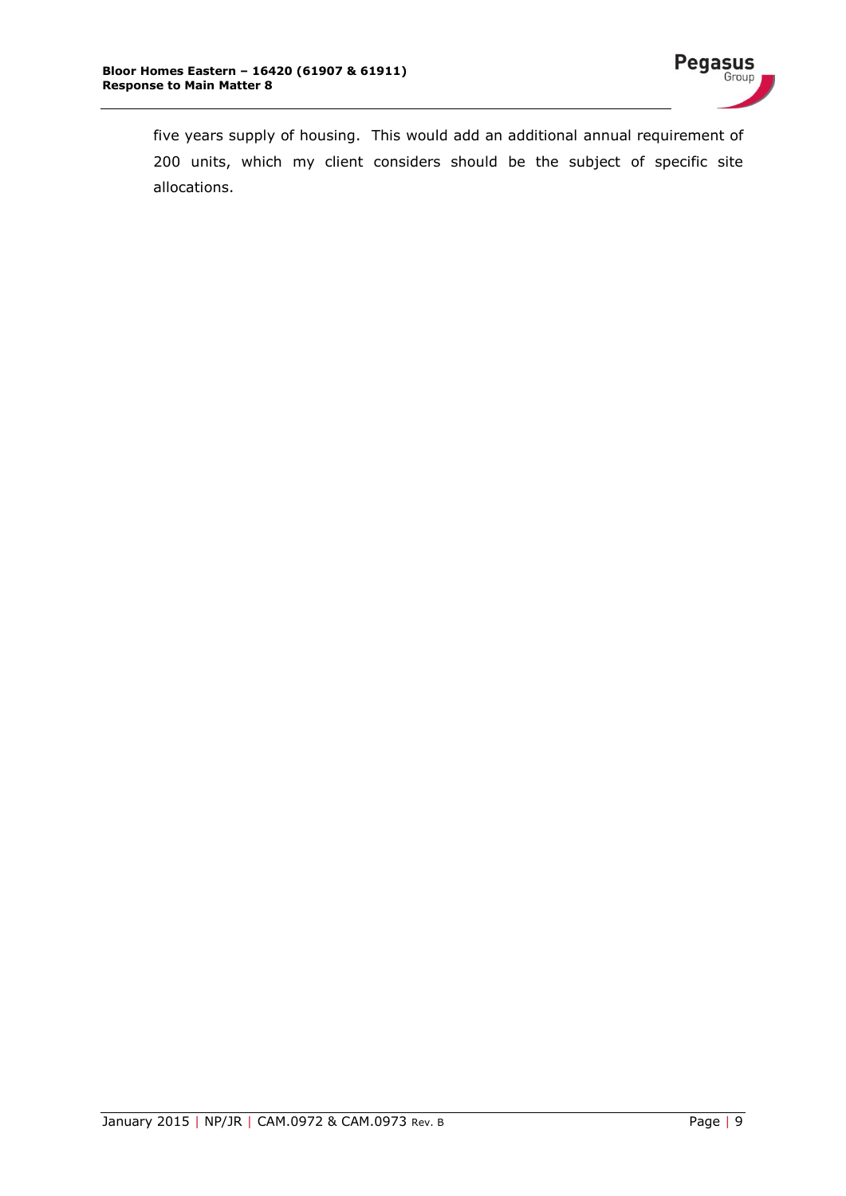five years supply of housing. This would add an additional annual requirement of 200 units, which my client considers should be the subject of specific site allocations.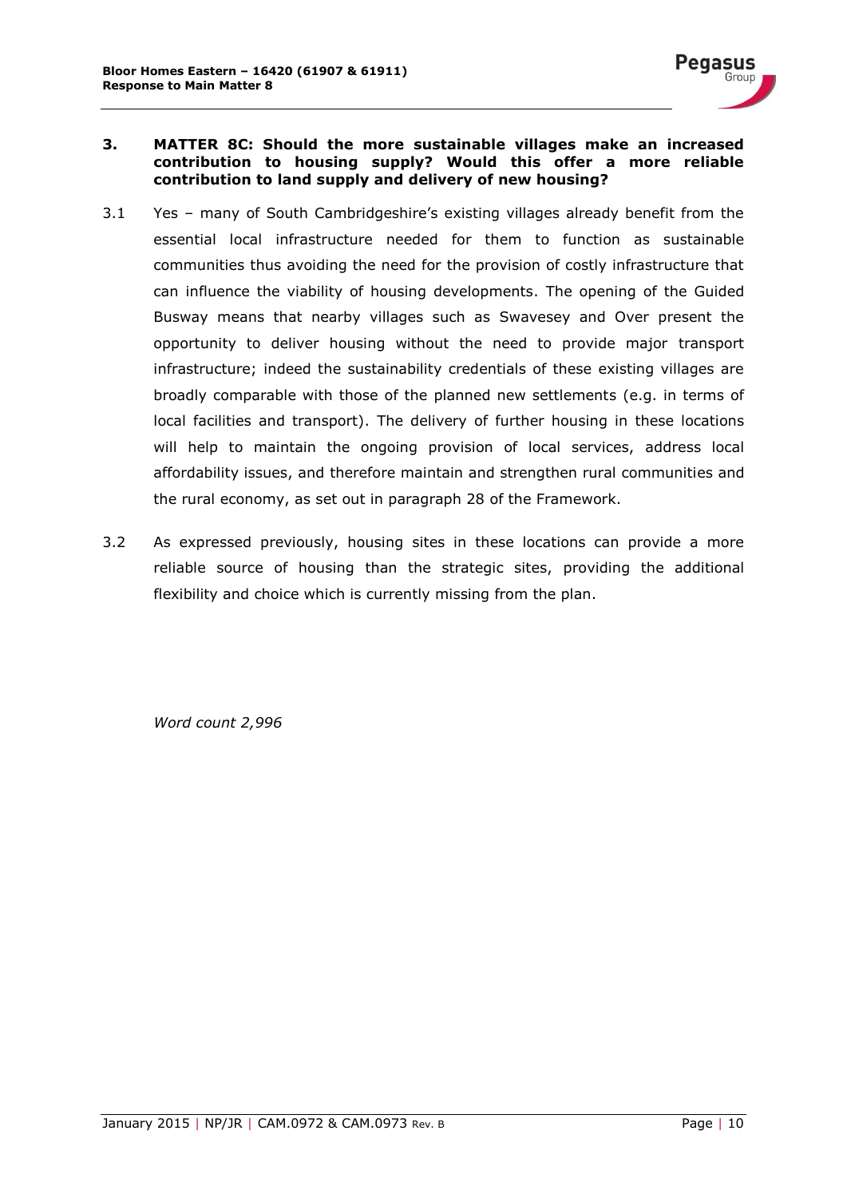## 3. MATTER 8C: Should the more sustainable villages make an increased contribution to housing supply? Would this offer a more reliable contribution to land supply and delivery of new housing?

3.1 Yes – many of South Cambridgeshire's existing villages already benefit from the essential local infrastructure needed for them to function as sustainable communities thus avoiding the need for the provision of costly infrastructure that can influence the viability of housing developments. The opening of the Guided Busway means that nearby villages such as Swavesey and Over present the opportunity to deliver housing without the need to provide major transport infrastructure; indeed the sustainability credentials of these existing villages are broadly comparable with those of the planned new settlements (e.g. in terms of local facilities and transport). The delivery of further housing in these locations will help to maintain the ongoing provision of local services, address local affordability issues, and therefore maintain and strengthen rural communities and the rural economy, as set out in paragraph 28 of the Framework.

3.2 As expressed previously, housing sites in these locations can provide a more reliable source of housing than the strategic sites, providing the additional flexibility and choice which is currently missing from the plan.

*Word count 2,996*